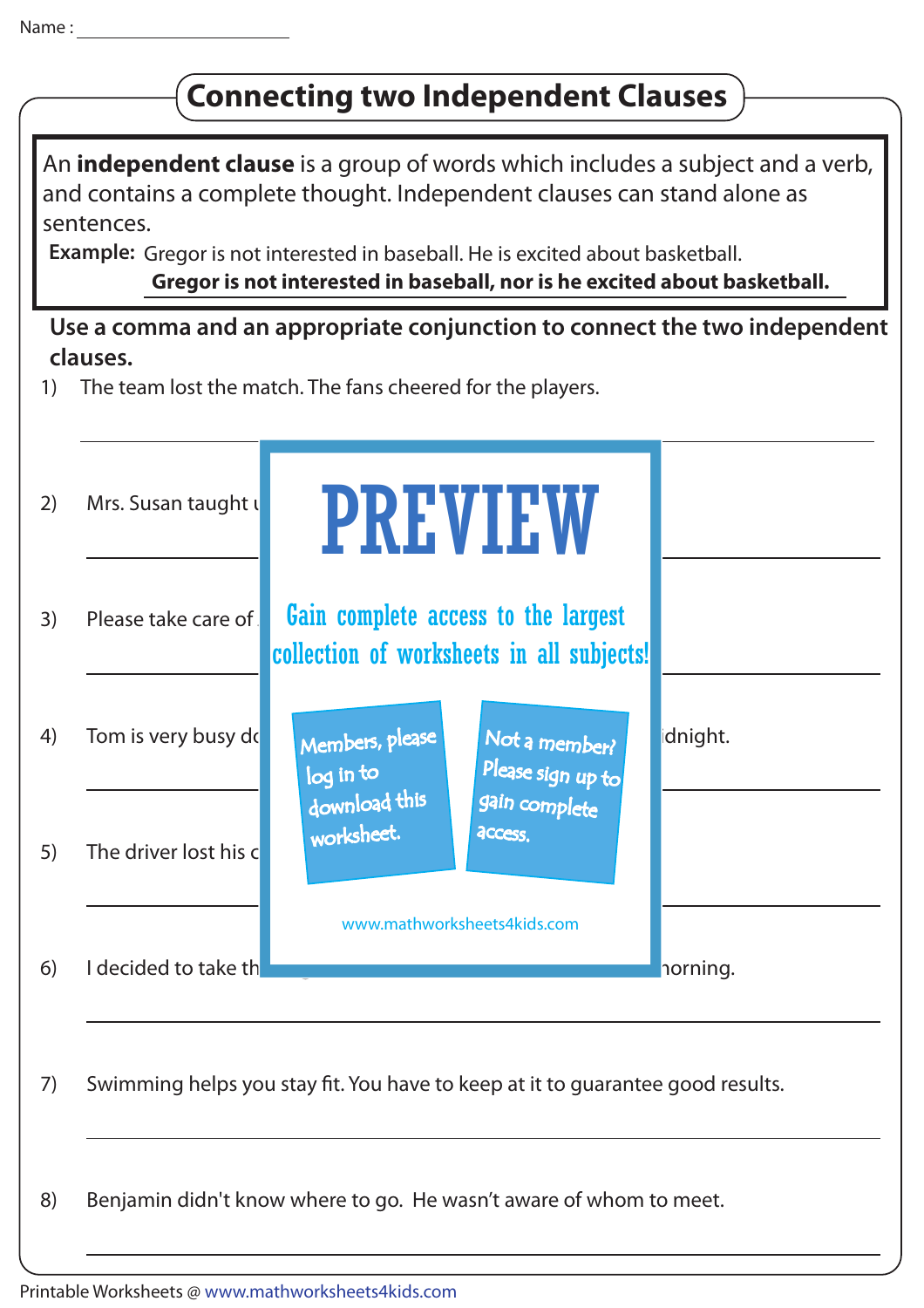Name : ______________________

# Connecting two Independent Clauses

An **independent clause** is a group of words which includes a subject and a verb, and contains a complete thought. Independent clauses can stand alone as sentences.

**Example:** Gregor is not interested in baseball. He is excited about basketball.

**Gregor is not interested in baseball, nor is he excited about basketball.**

**Use a comma and an appropriate conjunction to connect the two independent clauses.**

1) The team lost the match. The fans cheered for the players.

_______________________________________________

2) Mrs. Susan taught u

_______________________________________________

3) Please take care of

_______________________________________________

4) Tom is very busy do idnight.

_______________________________________________

5) The driver lost his c

_______________________________________________

6) I decided to take th norning.

_______________________________________________

7) Swimming helps you stay fit. You have to keep at it to guarantee good results.

_______________________________________________

8) Benjamin didn't know where to go. He wasn't aware of whom to meet.

_______________________________________________

PREVIEW

Gain complete access to the largest collection of worksheets in all subjects!

Members, please log in to download this worksheet.

Not a member? Please sign up to gain complete access.

www.mathworksheets4kids.com

Printable Worksheets @ www.mathworksheets4kids.com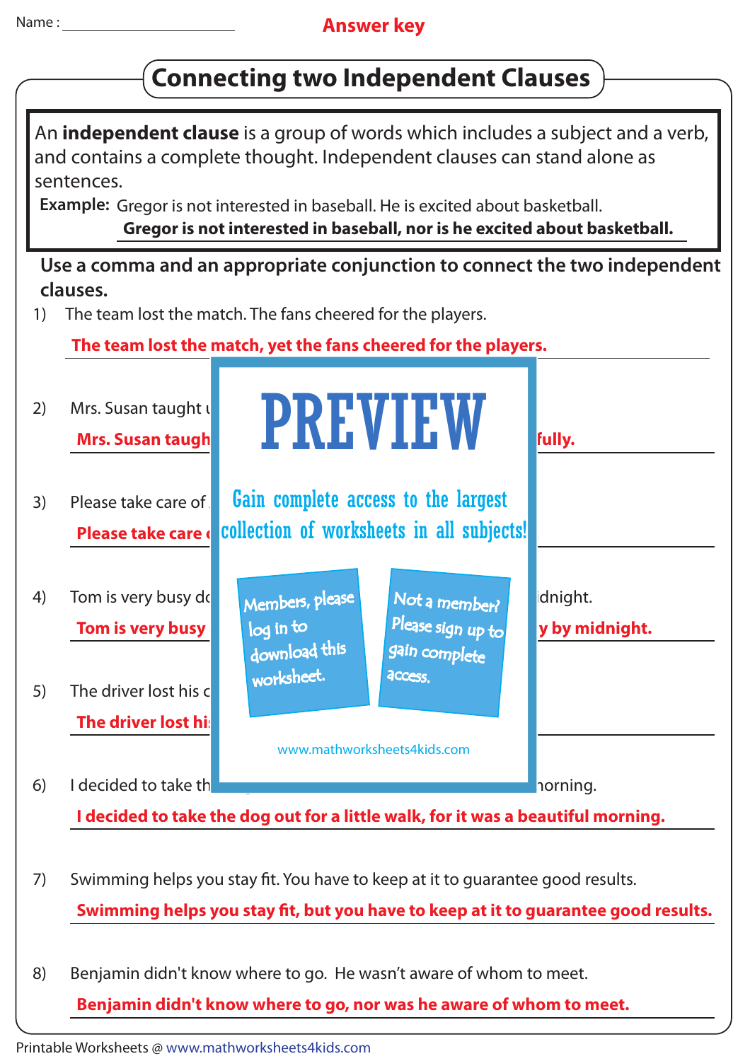Name : ______________________

**Answer key**

# Connecting two Independent Clauses

An **independent clause** is a group of words which includes a subject and a verb, and contains a complete thought. Independent clauses can stand alone as sentences.

**Example:** Gregor is not interested in baseball. He is excited about basketball.

**Gregor is not interested in baseball, nor is he excited about basketball.**

**Use a comma and an appropriate conjunction to connect the two independent clauses.**

1) The team lost the match. The fans cheered for the players.

**The team lost the match, yet the fans cheered for the players.**

2) Mrs. Susan taught u

**Mrs. Susan taugh** **fully.**

3) Please take care of

**Please take care**

4) Tom is very busy d idnight.

**Tom is very busy** **y by midnight.**

5) The driver lost his c

**The driver lost hi**

PREVIEW

Gain complete access to the largest collection of worksheets in all subjects!

Members, please log in to download this worksheet.

Not a member? Please sign up to gain complete access.

www.mathworksheets4kids.com

6) I decided to take th morning.

**I decided to take the dog out for a little walk, for it was a beautiful morning.**

7) Swimming helps you stay fit. You have to keep at it to guarantee good results.

**Swimming helps you stay fit, but you have to keep at it to guarantee good results.**

8) Benjamin didn't know where to go. He wasn't aware of whom to meet.

**Benjamin didn't know where to go, nor was he aware of whom to meet.**

Printable Worksheets @ www.mathworksheets4kids.com